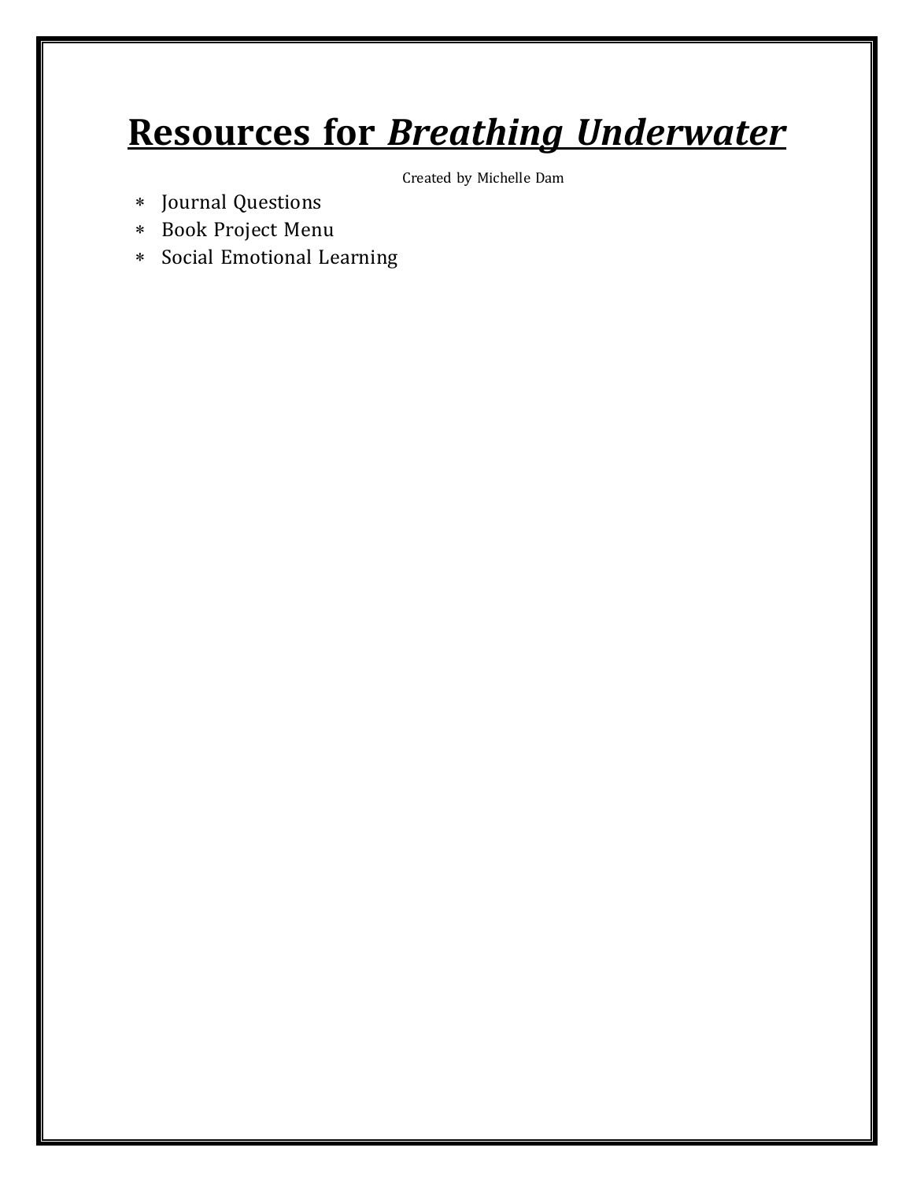# Resources for *Breathing Underwater*

Created by Michelle Dam

* Journal Questions
* Book Project Menu
* Social Emotional Learning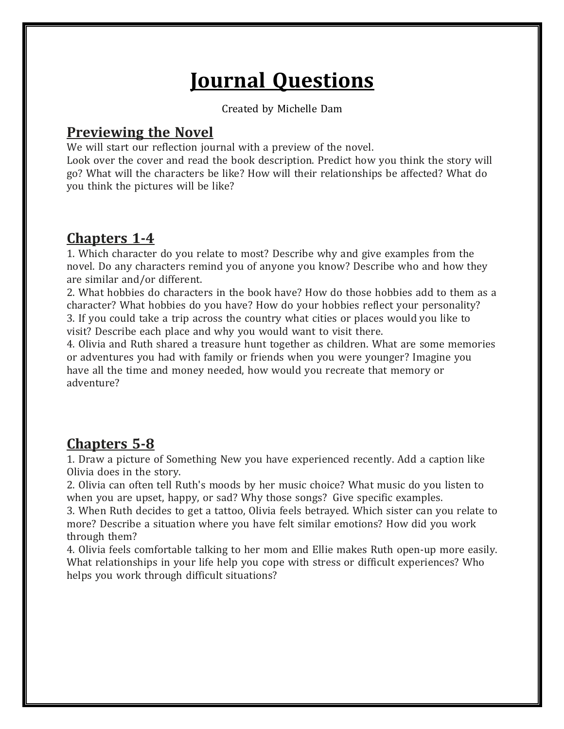# Journal Questions

Created by Michelle Dam

## Previewing the Novel

We will start our reflection journal with a preview of the novel.
Look over the cover and read the book description. Predict how you think the story will go? What will the characters be like? How will their relationships be affected? What do you think the pictures will be like?

## Chapters 1-4

1. Which character do you relate to most? Describe why and give examples from the novel. Do any characters remind you of anyone you know? Describe who and how they are similar and/or different.
2. What hobbies do characters in the book have? How do those hobbies add to them as a character? What hobbies do you have? How do your hobbies reflect your personality?
3. If you could take a trip across the country what cities or places would you like to visit? Describe each place and why you would want to visit there.
4. Olivia and Ruth shared a treasure hunt together as children. What are some memories or adventures you had with family or friends when you were younger? Imagine you have all the time and money needed, how would you recreate that memory or adventure?

## Chapters 5-8

1. Draw a picture of Something New you have experienced recently. Add a caption like Olivia does in the story.
2. Olivia can often tell Ruth's moods by her music choice? What music do you listen to when you are upset, happy, or sad? Why those songs? Give specific examples.
3. When Ruth decides to get a tattoo, Olivia feels betrayed. Which sister can you relate to more? Describe a situation where you have felt similar emotions? How did you work through them?
4. Olivia feels comfortable talking to her mom and Ellie makes Ruth open-up more easily. What relationships in your life help you cope with stress or difficult experiences? Who helps you work through difficult situations?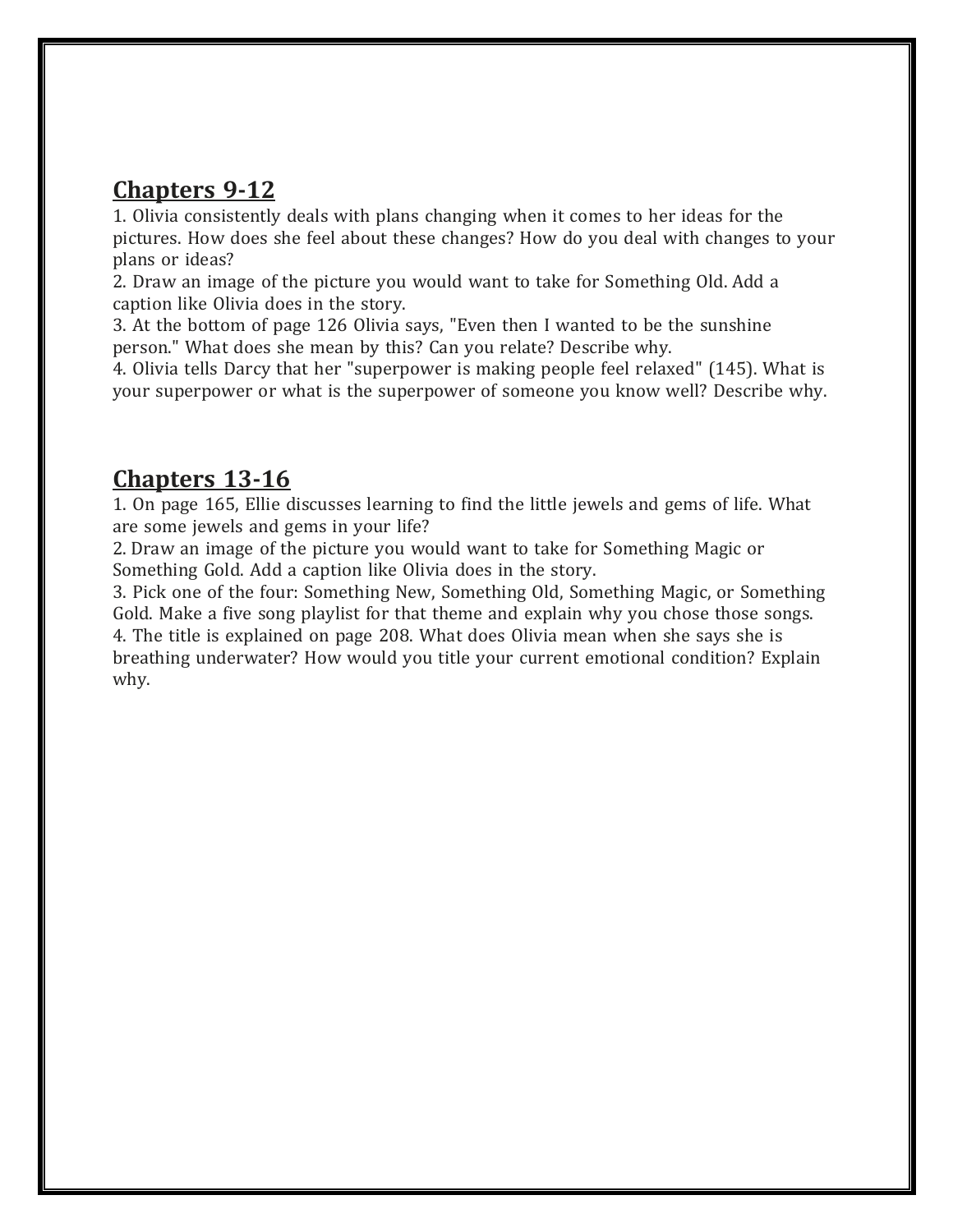## Chapters 9-12

1. Olivia consistently deals with plans changing when it comes to her ideas for the pictures. How does she feel about these changes? How do you deal with changes to your plans or ideas?
2. Draw an image of the picture you would want to take for Something Old. Add a caption like Olivia does in the story.
3. At the bottom of page 126 Olivia says, "Even then I wanted to be the sunshine person." What does she mean by this? Can you relate? Describe why.
4. Olivia tells Darcy that her "superpower is making people feel relaxed" (145). What is your superpower or what is the superpower of someone you know well? Describe why.

## Chapters 13-16

1. On page 165, Ellie discusses learning to find the little jewels and gems of life. What are some jewels and gems in your life?
2. Draw an image of the picture you would want to take for Something Magic or Something Gold. Add a caption like Olivia does in the story.
3. Pick one of the four: Something New, Something Old, Something Magic, or Something Gold. Make a five song playlist for that theme and explain why you chose those songs.
4. The title is explained on page 208. What does Olivia mean when she says she is breathing underwater? How would you title your current emotional condition? Explain why.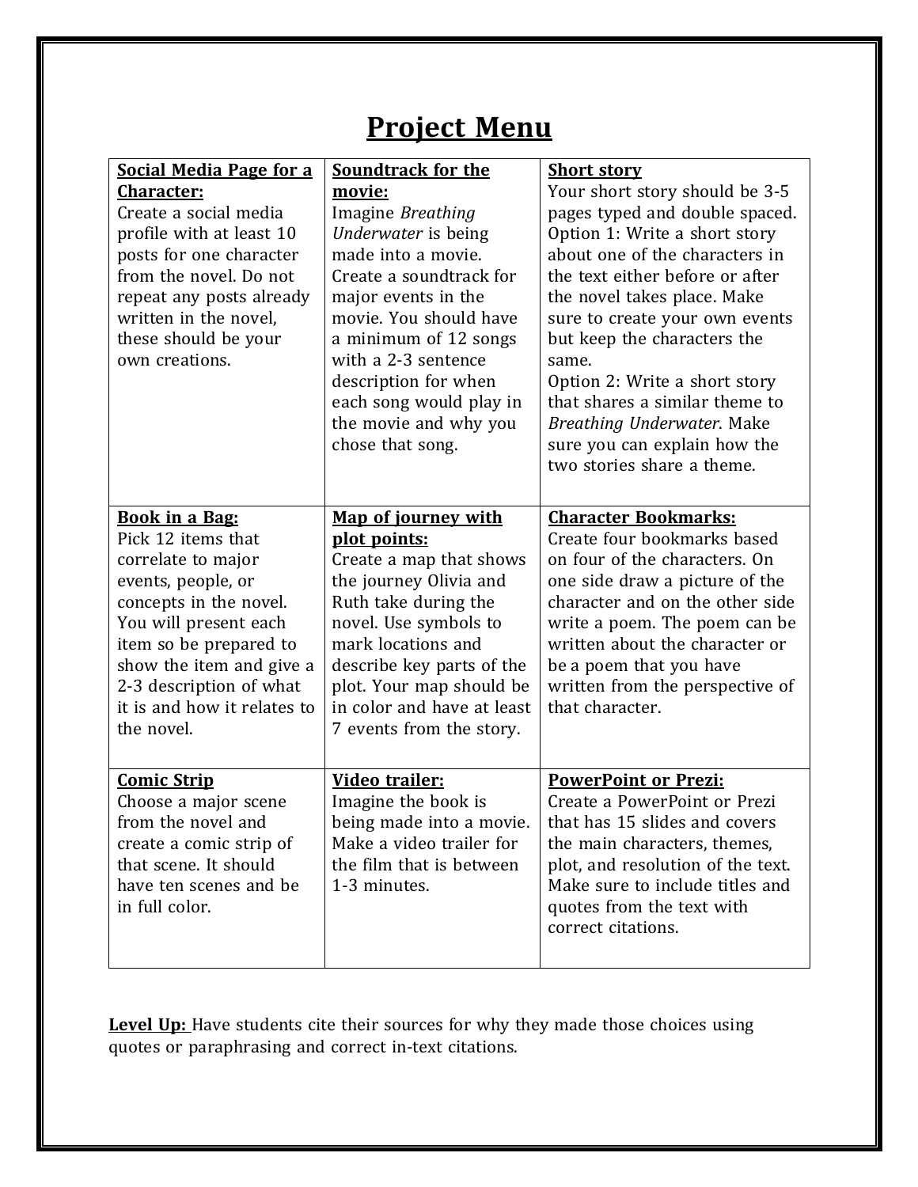# Project Menu

| **Social Media Page for a Character:** Create a social media profile with at least 10 posts for one character from the novel. Do not repeat any posts already written in the novel, these should be your own creations. | **Soundtrack for the movie:** Imagine *Breathing Underwater* is being made into a movie. Create a soundtrack for major events in the movie. You should have a minimum of 12 songs with a 2-3 sentence description for when each song would play in the movie and why you chose that song. | **Short story** Your short story should be 3-5 pages typed and double spaced. Option 1: Write a short story about one of the characters in the text either before or after the novel takes place. Make sure to create your own events but keep the characters the same. Option 2: Write a short story that shares a similar theme to *Breathing Underwater*. Make sure you can explain how the two stories share a theme. |
|---|---|---|
| **Book in a Bag:** Pick 12 items that correlate to major events, people, or concepts in the novel. You will present each item so be prepared to show the item and give a 2-3 description of what it is and how it relates to the novel. | **Map of journey with plot points:** Create a map that shows the journey Olivia and Ruth take during the novel. Use symbols to mark locations and describe key parts of the plot. Your map should be in color and have at least 7 events from the story. | **Character Bookmarks:** Create four bookmarks based on four of the characters. On one side draw a picture of the character and on the other side write a poem. The poem can be written about the character or be a poem that you have written from the perspective of that character. |
| **Comic Strip** Choose a major scene from the novel and create a comic strip of that scene. It should have ten scenes and be in full color. | **Video trailer:** Imagine the book is being made into a movie. Make a video trailer for the film that is between 1-3 minutes. | **PowerPoint or Prezi:** Create a PowerPoint or Prezi that has 15 slides and covers the main characters, themes, plot, and resolution of the text. Make sure to include titles and quotes from the text with correct citations. |

**Level Up:** Have students cite their sources for why they made those choices using quotes or paraphrasing and correct in-text citations.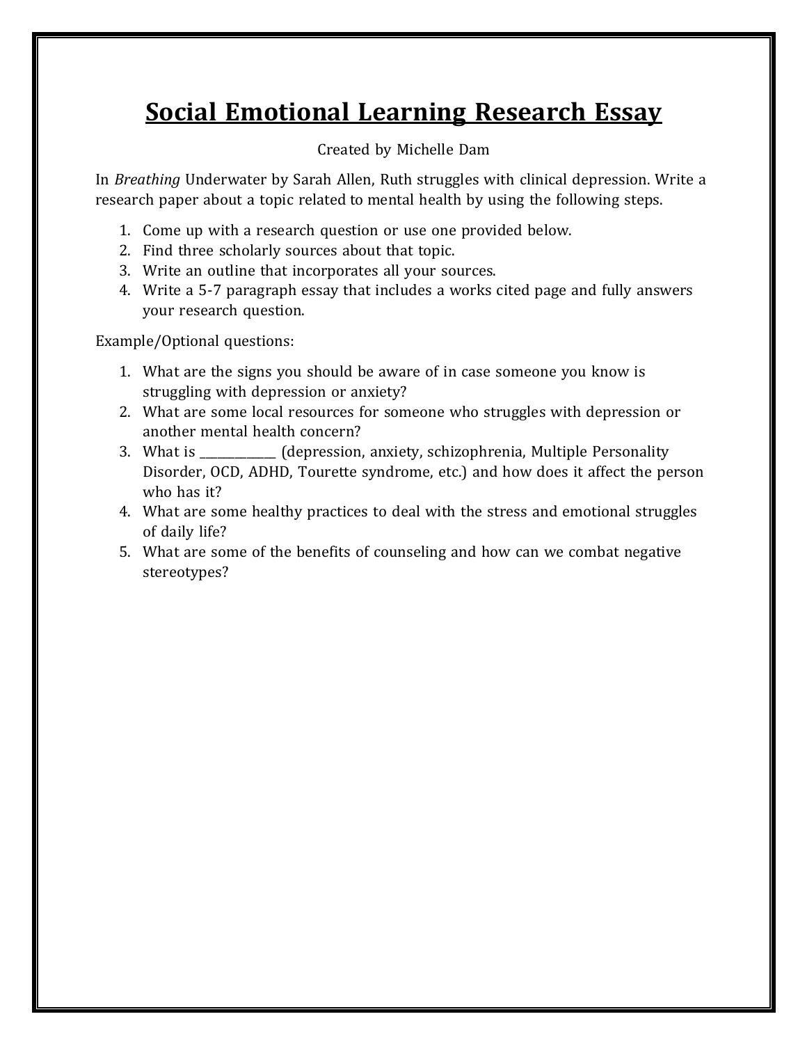# Social Emotional Learning Research Essay

Created by Michelle Dam

In *Breathing* Underwater by Sarah Allen, Ruth struggles with clinical depression. Write a research paper about a topic related to mental health by using the following steps.

1. Come up with a research question or use one provided below.
2. Find three scholarly sources about that topic.
3. Write an outline that incorporates all your sources.
4. Write a 5-7 paragraph essay that includes a works cited page and fully answers your research question.

Example/Optional questions:

1. What are the signs you should be aware of in case someone you know is struggling with depression or anxiety?
2. What are some local resources for someone who struggles with depression or another mental health concern?
3. What is ___________ (depression, anxiety, schizophrenia, Multiple Personality Disorder, OCD, ADHD, Tourette syndrome, etc.) and how does it affect the person who has it?
4. What are some healthy practices to deal with the stress and emotional struggles of daily life?
5. What are some of the benefits of counseling and how can we combat negative stereotypes?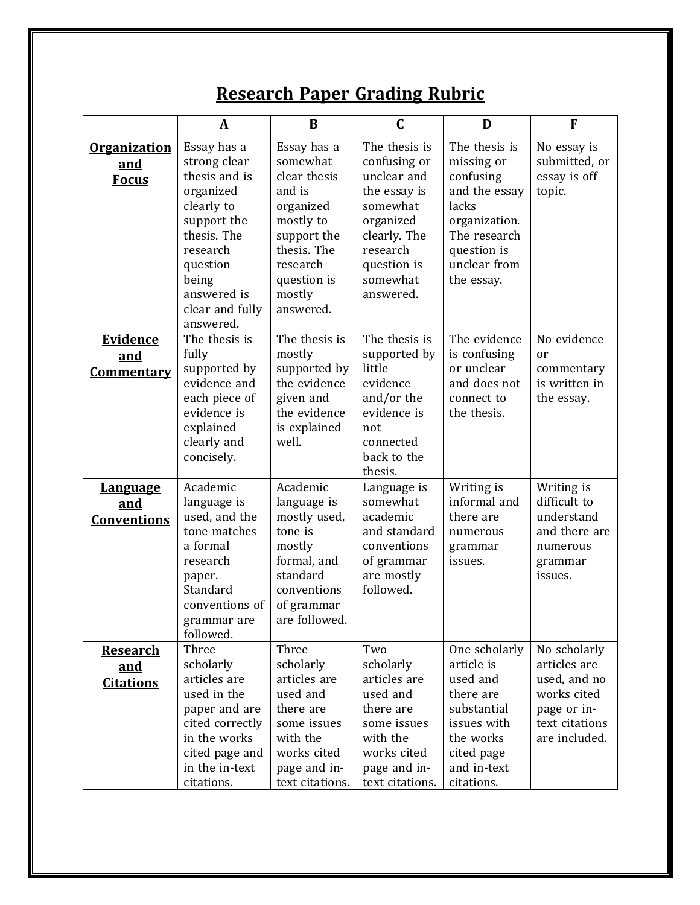# Research Paper Grading Rubric

| | A | B | C | D | F |
|---|---|---|---|---|---|
| **Organization and Focus** | Essay has a strong clear thesis and is organized clearly to support the thesis. The research question being answered is clear and fully answered. | Essay has a somewhat clear thesis and is organized mostly to support the thesis. The research question is mostly answered. | The thesis is confusing or unclear and the essay is somewhat organized clearly. The research question is somewhat answered. | The thesis is missing or confusing and the essay lacks organization. The research question is unclear from the essay. | No essay is submitted, or essay is off topic. |
| **Evidence and Commentary** | The thesis is fully supported by evidence and each piece of evidence is explained clearly and concisely. | The thesis is mostly supported by the evidence given and the evidence is explained well. | The thesis is supported by little evidence and/or the evidence is not connected back to the thesis. | The evidence is confusing or unclear and does not connect to the thesis. | No evidence or commentary is written in the essay. |
| **Language and Conventions** | Academic language is used, and the tone matches a formal research paper. Standard conventions of grammar are followed. | Academic language is mostly used, tone is mostly formal, and standard conventions of grammar are followed. | Language is somewhat academic and standard conventions of grammar are mostly followed. | Writing is informal and there are numerous grammar issues. | Writing is difficult to understand and there are numerous grammar issues. |
| **Research and Citations** | Three scholarly articles are used in the paper and are cited correctly in the works cited page and in the in-text citations. | Three scholarly articles are used and there are some issues with the works cited page and in-text citations. | Two scholarly articles are used and there are some issues with the works cited page and in-text citations. | One scholarly article is used and there are substantial issues with the works cited page and in-text citations. | No scholarly articles are used, and no works cited page or in-text citations are included. |